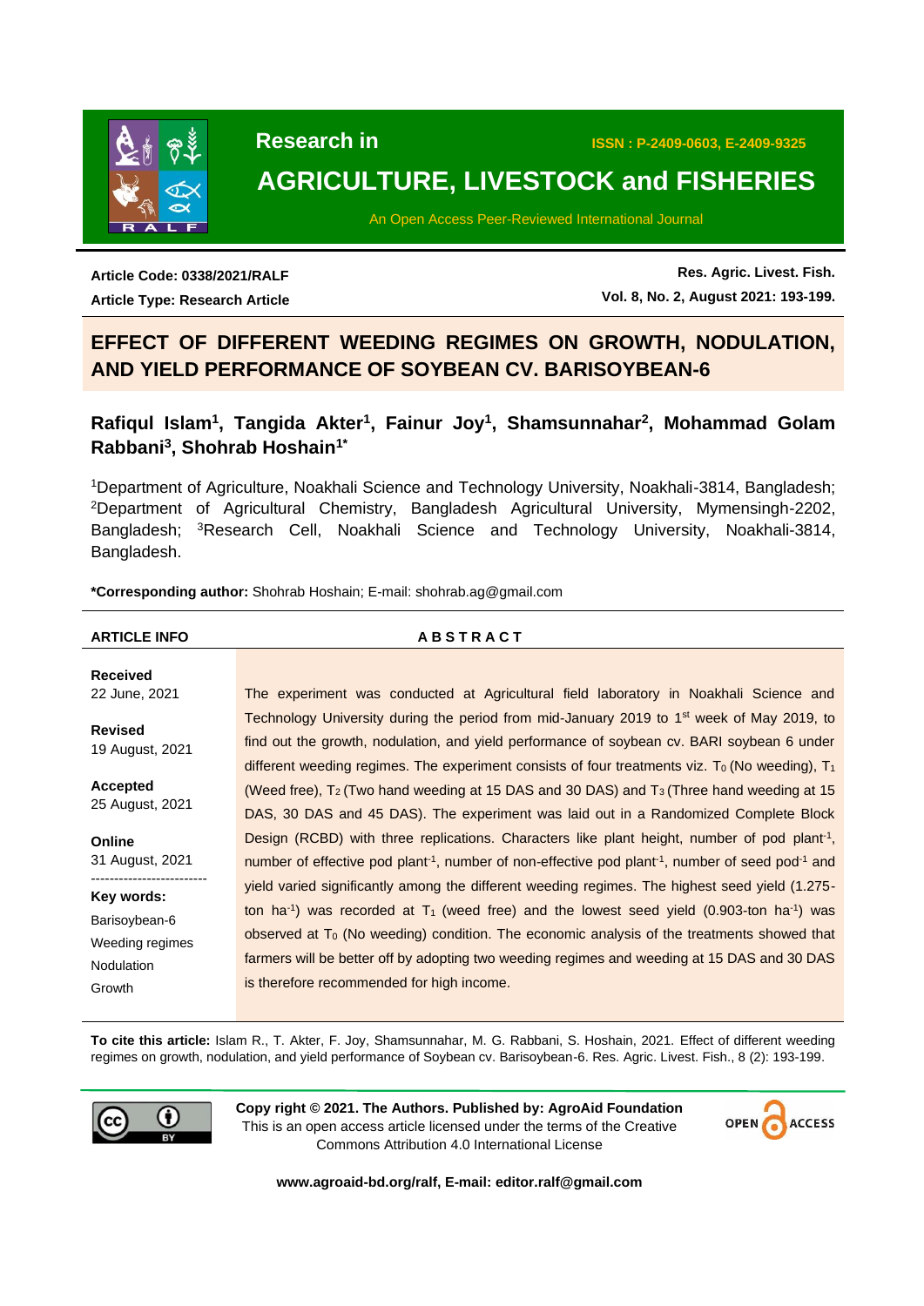Research in

# AGRICULTURE, LIVESTOCK and FISHERIES

ISSN : P-2409-0603, E-2409-9325

An Open Access Peer-Reviewed International Journal

**Article Code: 0338/2021/RALF**

**Article Type: Research Article**

**Res. Agric. Livest. Fish.**

**Vol. 8, No. 2, August 2021: 193-199.**

# EFFECT OF DIFFERENT WEEDING REGIMES ON GROWTH, NODULATION, AND YIELD PERFORMANCE OF SOYBEAN CV. BARISOYBEAN-6

**Rafiqul Islam[1], Tangida Akter[1], Fainur Joy[1], Shamsunnahar[2], Mohammad Golam Rabbani[3], Shohrab Hoshain[1*]**

[1]Department of Agriculture, Noakhali Science and Technology University, Noakhali-3814, Bangladesh; [2]Department of Agricultural Chemistry, Bangladesh Agricultural University, Mymensingh-2202, Bangladesh; [3]Research Cell, Noakhali Science and Technology University, Noakhali-3814, Bangladesh.

**\*Corresponding author:** Shohrab Hoshain; E-mail: shohrab.ag@gmail.com

**ARTICLE INFO**

**Received**
22 June, 2021

**Revised**
19 August, 2021

**Accepted**
25 August, 2021

**Online**
31 August, 2021

**Key words:**
Barisoybean-6
Weeding regimes
Nodulation
Growth

## ABSTRACT

The experiment was conducted at Agricultural field laboratory in Noakhali Science and Technology University during the period from mid-January 2019 to 1st week of May 2019, to find out the growth, nodulation, and yield performance of soybean cv. BARI soybean 6 under different weeding regimes. The experiment consists of four treatments viz. $T_0$ (No weeding), $T_1$ (Weed free), $T_2$ (Two hand weeding at 15 DAS and 30 DAS) and $T_3$ (Three hand weeding at 15 DAS, 30 DAS and 45 DAS). The experiment was laid out in a Randomized Complete Block Design (RCBD) with three replications. Characters like plant height, number of pod plant$^{-1}$, number of effective pod plant$^{-1}$, number of non-effective pod plant$^{-1}$, number of seed pod$^{-1}$ and yield varied significantly among the different weeding regimes. The highest seed yield (1.275-ton ha$^{-1}$) was recorded at $T_1$ (weed free) and the lowest seed yield (0.903-ton ha$^{-1}$) was observed at $T_0$ (No weeding) condition. The economic analysis of the treatments showed that farmers will be better off by adopting two weeding regimes and weeding at 15 DAS and 30 DAS is therefore recommended for high income.

**To cite this article:** Islam R., T. Akter, F. Joy, Shamsunnahar, M. G. Rabbani, S. Hoshain, 2021. Effect of different weeding regimes on growth, nodulation, and yield performance of Soybean cv. Barisoybean-6. Res. Agric. Livest. Fish., 8 (2): 193-199.

**Copy right © 2021. The Authors. Published by: AgroAid Foundation**
This is an open access article licensed under the terms of the Creative Commons Attribution 4.0 International License

**www.agroaid-bd.org/ralf, E-mail: editor.ralf@gmail.com**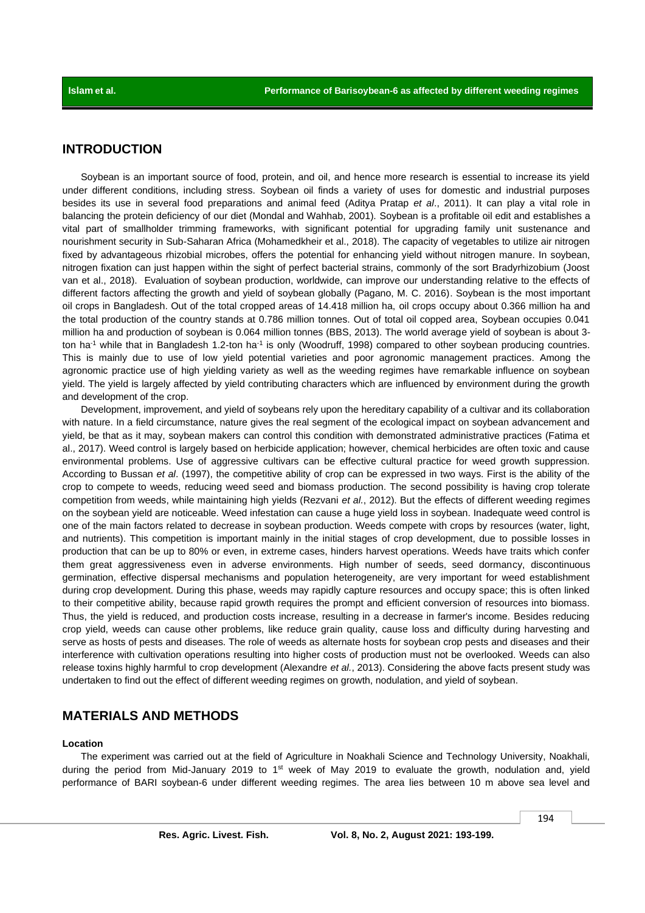## INTRODUCTION

Soybean is an important source of food, protein, and oil, and hence more research is essential to increase its yield under different conditions, including stress. Soybean oil finds a variety of uses for domestic and industrial purposes besides its use in several food preparations and animal feed (Aditya Pratap *et al*., 2011). It can play a vital role in balancing the protein deficiency of our diet (Mondal and Wahhab, 2001). Soybean is a profitable oil edit and establishes a vital part of smallholder trimming frameworks, with significant potential for upgrading family unit sustenance and nourishment security in Sub-Saharan Africa (Mohamedkheir et al., 2018). The capacity of vegetables to utilize air nitrogen fixed by advantageous rhizobial microbes, offers the potential for enhancing yield without nitrogen manure. In soybean, nitrogen fixation can just happen within the sight of perfect bacterial strains, commonly of the sort Bradyrhizobium (Joost van et al., 2018). Evaluation of soybean production, worldwide, can improve our understanding relative to the effects of different factors affecting the growth and yield of soybean globally (Pagano, M. C. 2016). Soybean is the most important oil crops in Bangladesh. Out of the total cropped areas of 14.418 million ha, oil crops occupy about 0.366 million ha and the total production of the country stands at 0.786 million tonnes. Out of total oil copped area, Soybean occupies 0.041 million ha and production of soybean is 0.064 million tonnes (BBS, 2013). The world average yield of soybean is about 3-ton ha$^{-1}$ while that in Bangladesh 1.2-ton ha$^{-1}$ is only (Woodruff, 1998) compared to other soybean producing countries. This is mainly due to use of low yield potential varieties and poor agronomic management practices. Among the agronomic practice use of high yielding variety as well as the weeding regimes have remarkable influence on soybean yield. The yield is largely affected by yield contributing characters which are influenced by environment during the growth and development of the crop.

Development, improvement, and yield of soybeans rely upon the hereditary capability of a cultivar and its collaboration with nature. In a field circumstance, nature gives the real segment of the ecological impact on soybean advancement and yield, be that as it may, soybean makers can control this condition with demonstrated administrative practices (Fatima et al., 2017). Weed control is largely based on herbicide application; however, chemical herbicides are often toxic and cause environmental problems. Use of aggressive cultivars can be effective cultural practice for weed growth suppression. According to Bussan *et al*. (1997), the competitive ability of crop can be expressed in two ways. First is the ability of the crop to compete to weeds, reducing weed seed and biomass production. The second possibility is having crop tolerate competition from weeds, while maintaining high yields (Rezvani *et al.*, 2012). But the effects of different weeding regimes on the soybean yield are noticeable. Weed infestation can cause a huge yield loss in soybean. Inadequate weed control is one of the main factors related to decrease in soybean production. Weeds compete with crops by resources (water, light, and nutrients). This competition is important mainly in the initial stages of crop development, due to possible losses in production that can be up to 80% or even, in extreme cases, hinders harvest operations. Weeds have traits which confer them great aggressiveness even in adverse environments. High number of seeds, seed dormancy, discontinuous germination, effective dispersal mechanisms and population heterogeneity, are very important for weed establishment during crop development. During this phase, weeds may rapidly capture resources and occupy space; this is often linked to their competitive ability, because rapid growth requires the prompt and efficient conversion of resources into biomass. Thus, the yield is reduced, and production costs increase, resulting in a decrease in farmer's income. Besides reducing crop yield, weeds can cause other problems, like reduce grain quality, cause loss and difficulty during harvesting and serve as hosts of pests and diseases. The role of weeds as alternate hosts for soybean crop pests and diseases and their interference with cultivation operations resulting into higher costs of production must not be overlooked. Weeds can also release toxins highly harmful to crop development (Alexandre *et al.*, 2013). Considering the above facts present study was undertaken to find out the effect of different weeding regimes on growth, nodulation, and yield of soybean.

## MATERIALS AND METHODS

### Location

The experiment was carried out at the field of Agriculture in Noakhali Science and Technology University, Noakhali, during the period from Mid-January 2019 to 1st week of May 2019 to evaluate the growth, nodulation and, yield performance of BARI soybean-6 under different weeding regimes. The area lies between 10 m above sea level and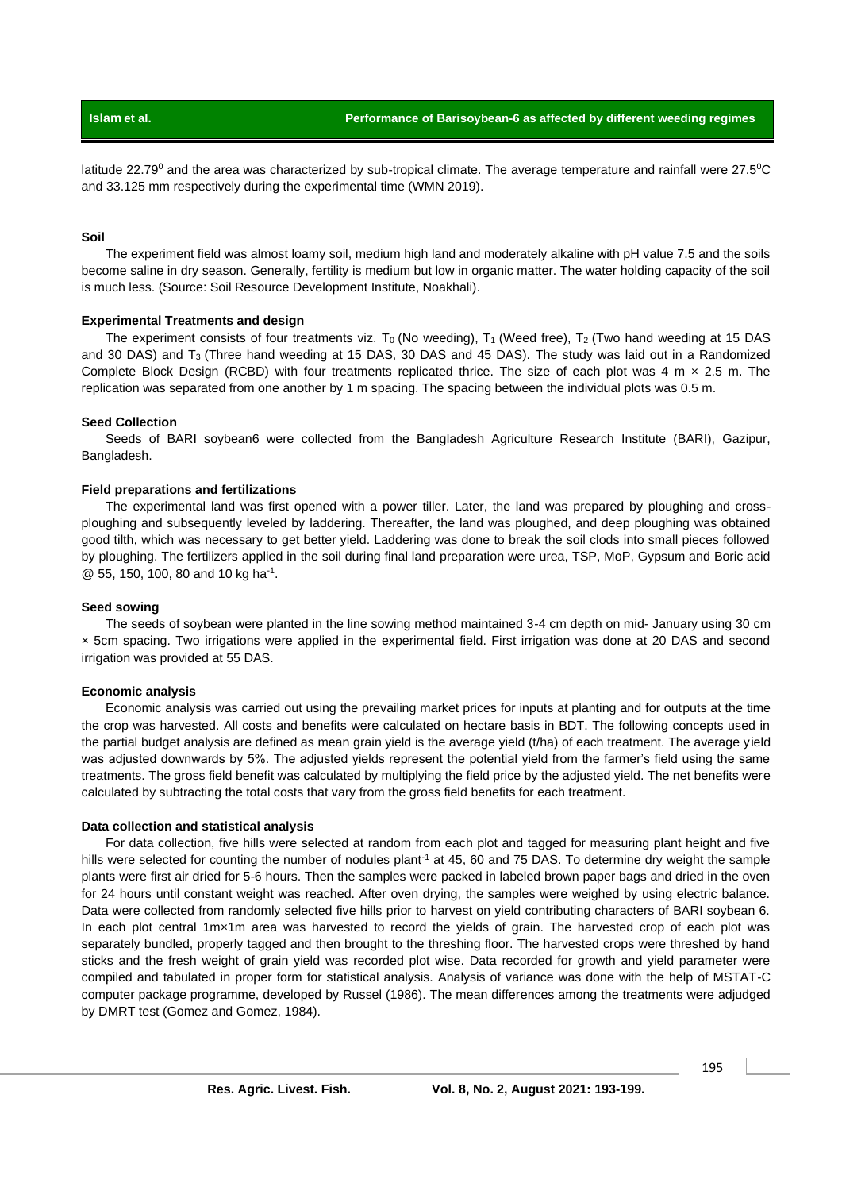latitude 22.79$^0$ and the area was characterized by sub-tropical climate. The average temperature and rainfall were 27.5$^0$C and 33.125 mm respectively during the experimental time (WMN 2019).

### Soil

The experiment field was almost loamy soil, medium high land and moderately alkaline with pH value 7.5 and the soils become saline in dry season. Generally, fertility is medium but low in organic matter. The water holding capacity of the soil is much less. (Source: Soil Resource Development Institute, Noakhali).

### Experimental Treatments and design

The experiment consists of four treatments viz. $T_0$ (No weeding), $T_1$ (Weed free), $T_2$ (Two hand weeding at 15 DAS and 30 DAS) and $T_3$ (Three hand weeding at 15 DAS, 30 DAS and 45 DAS). The study was laid out in a Randomized Complete Block Design (RCBD) with four treatments replicated thrice. The size of each plot was 4 m × 2.5 m. The replication was separated from one another by 1 m spacing. The spacing between the individual plots was 0.5 m.

### Seed Collection

Seeds of BARI soybean6 were collected from the Bangladesh Agriculture Research Institute (BARI), Gazipur, Bangladesh.

### Field preparations and fertilizations

The experimental land was first opened with a power tiller. Later, the land was prepared by ploughing and cross-ploughing and subsequently leveled by laddering. Thereafter, the land was ploughed, and deep ploughing was obtained good tilth, which was necessary to get better yield. Laddering was done to break the soil clods into small pieces followed by ploughing. The fertilizers applied in the soil during final land preparation were urea, TSP, MoP, Gypsum and Boric acid @ 55, 150, 100, 80 and 10 kg ha$^{-1}$.

### Seed sowing

The seeds of soybean were planted in the line sowing method maintained 3-4 cm depth on mid- January using 30 cm × 5cm spacing. Two irrigations were applied in the experimental field. First irrigation was done at 20 DAS and second irrigation was provided at 55 DAS.

### Economic analysis

Economic analysis was carried out using the prevailing market prices for inputs at planting and for outputs at the time the crop was harvested. All costs and benefits were calculated on hectare basis in BDT. The following concepts used in the partial budget analysis are defined as mean grain yield is the average yield (t/ha) of each treatment. The average yield was adjusted downwards by 5%. The adjusted yields represent the potential yield from the farmer's field using the same treatments. The gross field benefit was calculated by multiplying the field price by the adjusted yield. The net benefits were calculated by subtracting the total costs that vary from the gross field benefits for each treatment.

### Data collection and statistical analysis

For data collection, five hills were selected at random from each plot and tagged for measuring plant height and five hills were selected for counting the number of nodules plant$^{-1}$ at 45, 60 and 75 DAS. To determine dry weight the sample plants were first air dried for 5-6 hours. Then the samples were packed in labeled brown paper bags and dried in the oven for 24 hours until constant weight was reached. After oven drying, the samples were weighed by using electric balance. Data were collected from randomly selected five hills prior to harvest on yield contributing characters of BARI soybean 6. In each plot central 1m×1m area was harvested to record the yields of grain. The harvested crop of each plot was separately bundled, properly tagged and then brought to the threshing floor. The harvested crops were threshed by hand sticks and the fresh weight of grain yield was recorded plot wise. Data recorded for growth and yield parameter were compiled and tabulated in proper form for statistical analysis. Analysis of variance was done with the help of MSTAT-C computer package programme, developed by Russel (1986). The mean differences among the treatments were adjudged by DMRT test (Gomez and Gomez, 1984).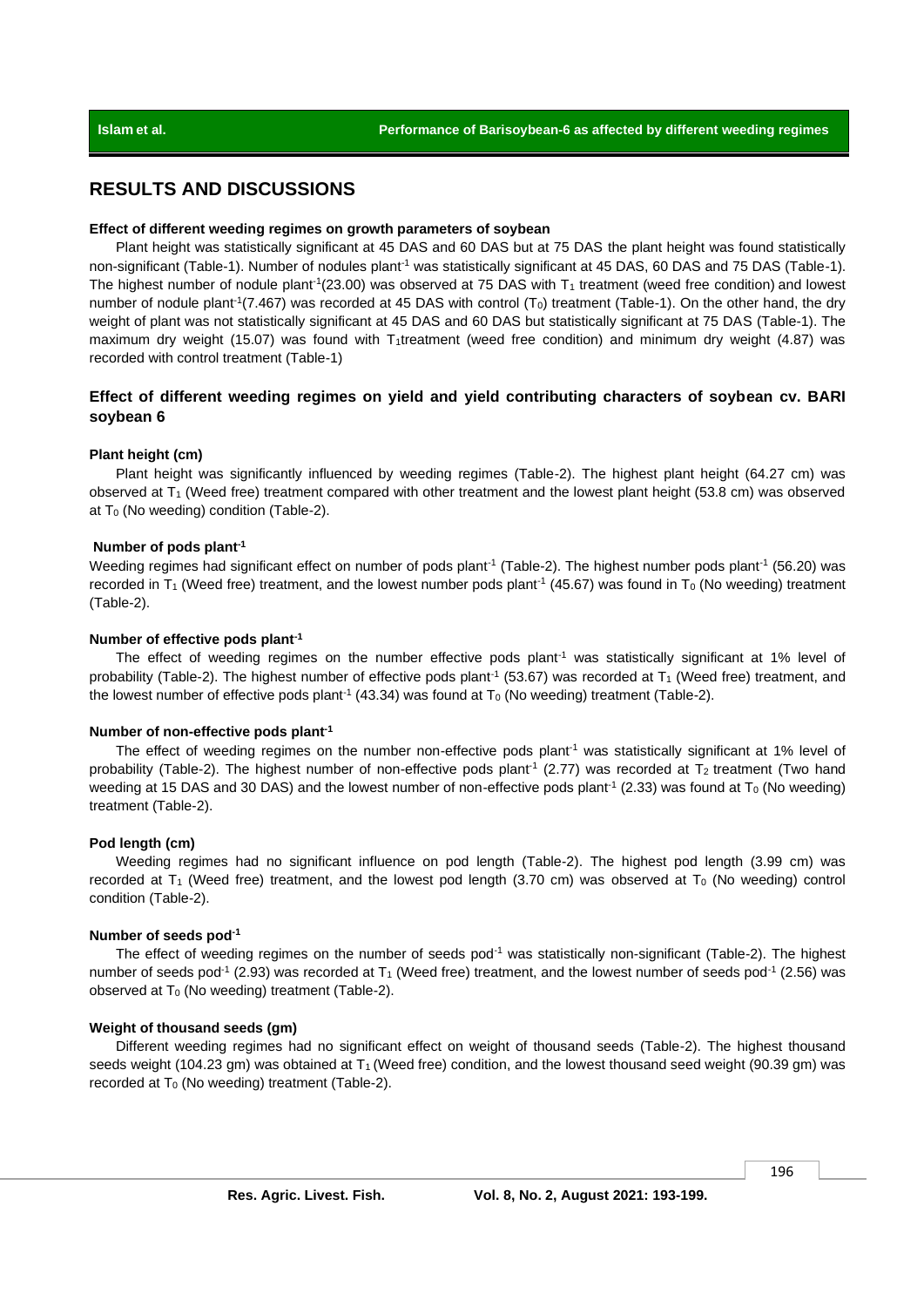## RESULTS AND DISCUSSIONS

### Effect of different weeding regimes on growth parameters of soybean

Plant height was statistically significant at 45 DAS and 60 DAS but at 75 DAS the plant height was found statistically non-significant (Table-1). Number of nodules plant$^{-1}$ was statistically significant at 45 DAS, 60 DAS and 75 DAS (Table-1). The highest number of nodule plant$^{-1}$(23.00) was observed at 75 DAS with $T_1$ treatment (weed free condition) and lowest number of nodule plant$^{-1}$(7.467) was recorded at 45 DAS with control ($T_0$) treatment (Table-1). On the other hand, the dry weight of plant was not statistically significant at 45 DAS and 60 DAS but statistically significant at 75 DAS (Table-1). The maximum dry weight (15.07) was found with $T_1$treatment (weed free condition) and minimum dry weight (4.87) was recorded with control treatment (Table-1)

### Effect of different weeding regimes on yield and yield contributing characters of soybean cv. BARI soybean 6

#### Plant height (cm)

Plant height was significantly influenced by weeding regimes (Table-2). The highest plant height (64.27 cm) was observed at $T_1$ (Weed free) treatment compared with other treatment and the lowest plant height (53.8 cm) was observed at $T_0$ (No weeding) condition (Table-2).

#### Number of pods plant$^{-1}$

Weeding regimes had significant effect on number of pods plant$^{-1}$ (Table-2). The highest number pods plant$^{-1}$ (56.20) was recorded in $T_1$ (Weed free) treatment, and the lowest number pods plant$^{-1}$ (45.67) was found in $T_0$ (No weeding) treatment (Table-2).

#### Number of effective pods plant$^{-1}$

The effect of weeding regimes on the number effective pods plant$^{-1}$ was statistically significant at 1% level of probability (Table-2). The highest number of effective pods plant$^{-1}$ (53.67) was recorded at $T_1$ (Weed free) treatment, and the lowest number of effective pods plant$^{-1}$ (43.34) was found at $T_0$ (No weeding) treatment (Table-2).

#### Number of non-effective pods plant$^{-1}$

The effect of weeding regimes on the number non-effective pods plant$^{-1}$ was statistically significant at 1% level of probability (Table-2). The highest number of non-effective pods plant$^{-1}$ (2.77) was recorded at $T_2$ treatment (Two hand weeding at 15 DAS and 30 DAS) and the lowest number of non-effective pods plant$^{-1}$ (2.33) was found at $T_0$ (No weeding) treatment (Table-2).

#### Pod length (cm)

Weeding regimes had no significant influence on pod length (Table-2). The highest pod length (3.99 cm) was recorded at $T_1$ (Weed free) treatment, and the lowest pod length (3.70 cm) was observed at $T_0$ (No weeding) control condition (Table-2).

#### Number of seeds pod$^{-1}$

The effect of weeding regimes on the number of seeds pod$^{-1}$ was statistically non-significant (Table-2). The highest number of seeds pod$^{-1}$ (2.93) was recorded at $T_1$ (Weed free) treatment, and the lowest number of seeds pod$^{-1}$ (2.56) was observed at $T_0$ (No weeding) treatment (Table-2).

#### Weight of thousand seeds (gm)

Different weeding regimes had no significant effect on weight of thousand seeds (Table-2). The highest thousand seeds weight (104.23 gm) was obtained at $T_1$ (Weed free) condition, and the lowest thousand seed weight (90.39 gm) was recorded at $T_0$ (No weeding) treatment (Table-2).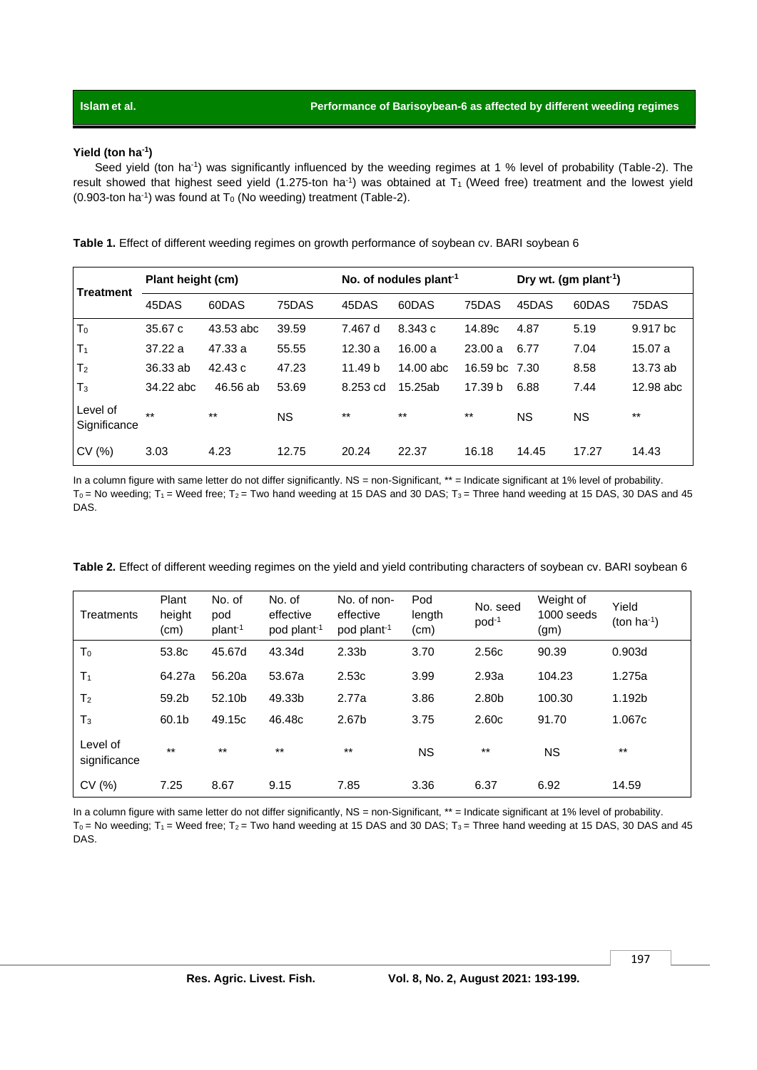### Yield (ton ha$^{-1}$)

Seed yield (ton ha$^{-1}$) was significantly influenced by the weeding regimes at 1 % level of probability (Table-2). The result showed that highest seed yield (1.275-ton ha$^{-1}$) was obtained at $T_1$ (Weed free) treatment and the lowest yield (0.903-ton ha$^{-1}$) was found at $T_0$ (No weeding) treatment (Table-2).

**Table 1.** Effect of different weeding regimes on growth performance of soybean cv. BARI soybean 6

| Treatment | Plant height (cm) | | | No. of nodules plant$^{-1}$ | | | Dry wt. (gm plant$^{-1}$) | | |
|---|---|---|---|---|---|---|---|---|---|
| | 45DAS | 60DAS | 75DAS | 45DAS | 60DAS | 75DAS | 45DAS | 60DAS | 75DAS |
| $T_0$ | 35.67 c | 43.53 abc | 39.59 | 7.467 d | 8.343 c | 14.89c | 4.87 | 5.19 | 9.917 bc |
| $T_1$ | 37.22 a | 47.33 a | 55.55 | 12.30 a | 16.00 a | 23.00 a | 6.77 | 7.04 | 15.07 a |
| $T_2$ | 36.33 ab | 42.43 c | 47.23 | 11.49 b | 14.00 abc | 16.59 bc | 7.30 | 8.58 | 13.73 ab |
| $T_3$ | 34.22 abc | 46.56 ab | 53.69 | 8.253 cd | 15.25ab | 17.39 b | 6.88 | 7.44 | 12.98 abc |
| Level of Significance | ** | ** | NS | ** | ** | ** | NS | NS | ** |
| CV (%) | 3.03 | 4.23 | 12.75 | 20.24 | 22.37 | 16.18 | 14.45 | 17.27 | 14.43 |

In a column figure with same letter do not differ significantly. NS = non-Significant, ** = Indicate significant at 1% level of probability.
$T_0$ = No weeding; $T_1$ = Weed free; $T_2$ = Two hand weeding at 15 DAS and 30 DAS; $T_3$ = Three hand weeding at 15 DAS, 30 DAS and 45 DAS.

**Table 2.** Effect of different weeding regimes on the yield and yield contributing characters of soybean cv. BARI soybean 6

| Treatments | Plant height (cm) | No. of pod plant$^{-1}$ | No. of effective pod plant$^{-1}$ | No. of non-effective pod plant$^{-1}$ | Pod length (cm) | No. seed pod$^{-1}$ | Weight of 1000 seeds (gm) | Yield (ton ha$^{-1}$) |
|---|---|---|---|---|---|---|---|---|
| $T_0$ | 53.8c | 45.67d | 43.34d | 2.33b | 3.70 | 2.56c | 90.39 | 0.903d |
| $T_1$ | 64.27a | 56.20a | 53.67a | 2.53c | 3.99 | 2.93a | 104.23 | 1.275a |
| $T_2$ | 59.2b | 52.10b | 49.33b | 2.77a | 3.86 | 2.80b | 100.30 | 1.192b |
| $T_3$ | 60.1b | 49.15c | 46.48c | 2.67b | 3.75 | 2.60c | 91.70 | 1.067c |
| Level of significance | ** | ** | ** | ** | NS | ** | NS | ** |
| CV (%) | 7.25 | 8.67 | 9.15 | 7.85 | 3.36 | 6.37 | 6.92 | 14.59 |

In a column figure with same letter do not differ significantly, NS = non-Significant, ** = Indicate significant at 1% level of probability.
$T_0$ = No weeding; $T_1$ = Weed free; $T_2$ = Two hand weeding at 15 DAS and 30 DAS; $T_3$ = Three hand weeding at 15 DAS, 30 DAS and 45 DAS.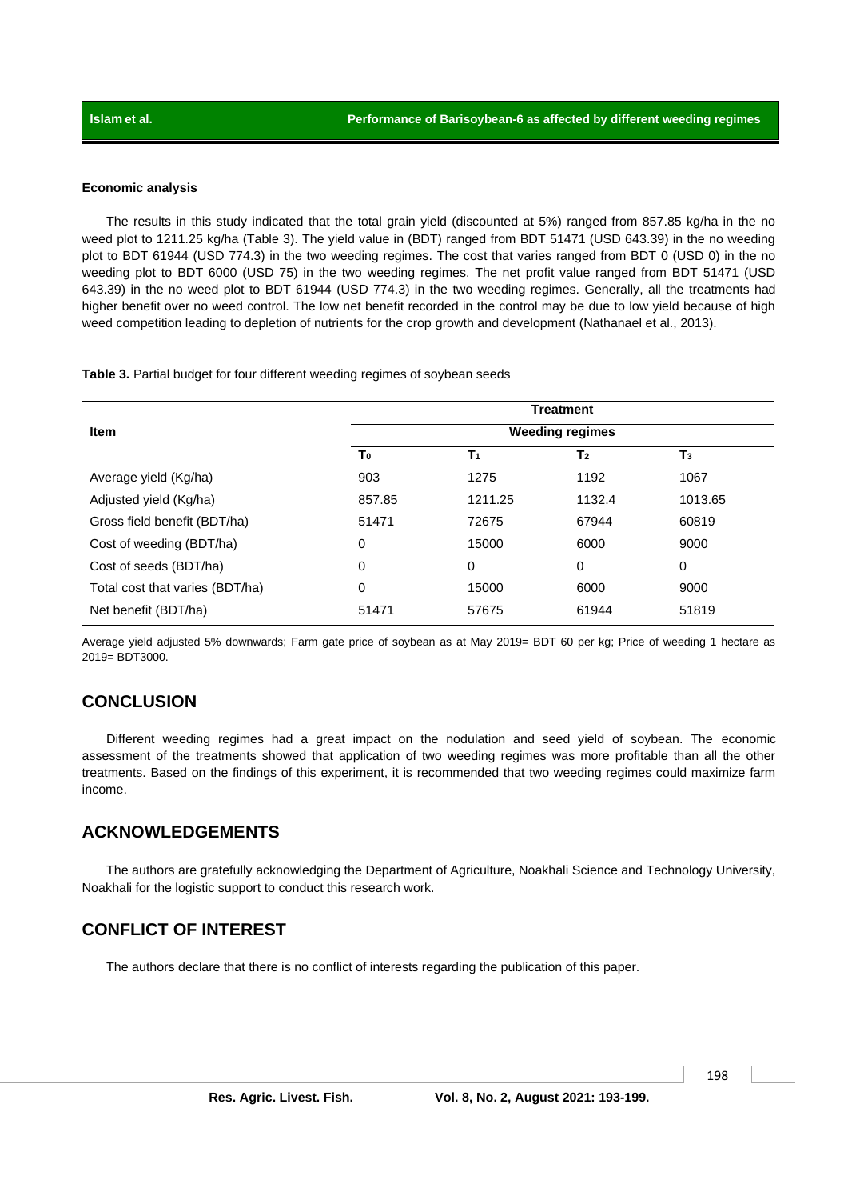#### Economic analysis

The results in this study indicated that the total grain yield (discounted at 5%) ranged from 857.85 kg/ha in the no weed plot to 1211.25 kg/ha (Table 3). The yield value in (BDT) ranged from BDT 51471 (USD 643.39) in the no weeding plot to BDT 61944 (USD 774.3) in the two weeding regimes. The cost that varies ranged from BDT 0 (USD 0) in the no weeding plot to BDT 6000 (USD 75) in the two weeding regimes. The net profit value ranged from BDT 51471 (USD 643.39) in the no weed plot to BDT 61944 (USD 774.3) in the two weeding regimes. Generally, all the treatments had higher benefit over no weed control. The low net benefit recorded in the control may be due to low yield because of high weed competition leading to depletion of nutrients for the crop growth and development (Nathanael et al., 2013).

**Table 3.** Partial budget for four different weeding regimes of soybean seeds

| Item | Treatment | | | |
|---|---|---|---|---|
| | Weeding regimes | | | |
| | $T_0$ | $T_1$ | $T_2$ | $T_3$ |
| Average yield (Kg/ha) | 903 | 1275 | 1192 | 1067 |
| Adjusted yield (Kg/ha) | 857.85 | 1211.25 | 1132.4 | 1013.65 |
| Gross field benefit (BDT/ha) | 51471 | 72675 | 67944 | 60819 |
| Cost of weeding (BDT/ha) | 0 | 15000 | 6000 | 9000 |
| Cost of seeds (BDT/ha) | 0 | 0 | 0 | 0 |
| Total cost that varies (BDT/ha) | 0 | 15000 | 6000 | 9000 |
| Net benefit (BDT/ha) | 51471 | 57675 | 61944 | 51819 |

Average yield adjusted 5% downwards; Farm gate price of soybean as at May 2019= BDT 60 per kg; Price of weeding 1 hectare as 2019= BDT3000.

## CONCLUSION

Different weeding regimes had a great impact on the nodulation and seed yield of soybean. The economic assessment of the treatments showed that application of two weeding regimes was more profitable than all the other treatments. Based on the findings of this experiment, it is recommended that two weeding regimes could maximize farm income.

## ACKNOWLEDGEMENTS

The authors are gratefully acknowledging the Department of Agriculture, Noakhali Science and Technology University, Noakhali for the logistic support to conduct this research work.

## CONFLICT OF INTEREST

The authors declare that there is no conflict of interests regarding the publication of this paper.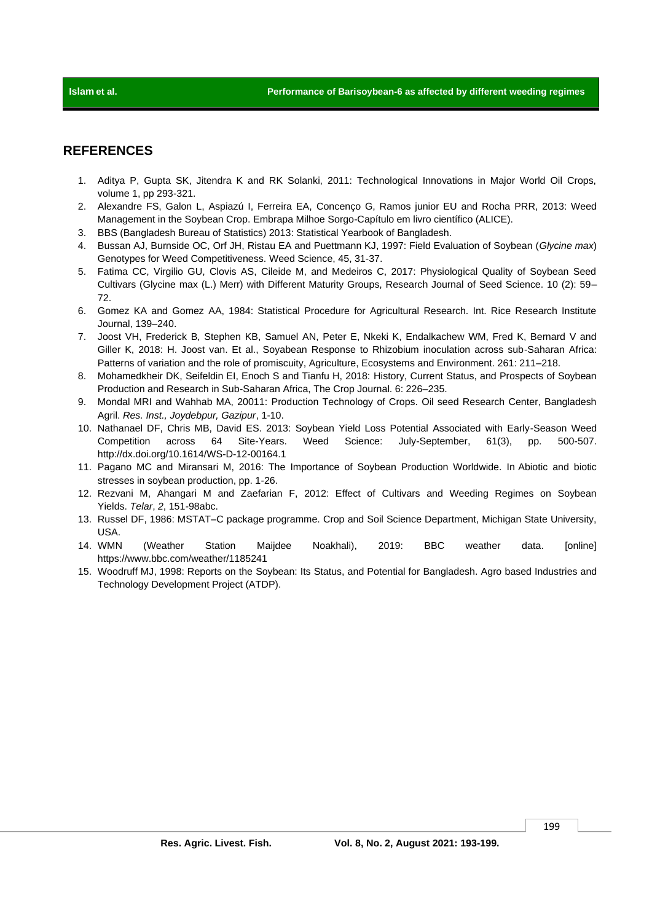## REFERENCES

1. Aditya P, Gupta SK, Jitendra K and RK Solanki, 2011: Technological Innovations in Major World Oil Crops, volume 1, pp 293-321.
2. Alexandre FS, Galon L, Aspiazú I, Ferreira EA, Concenço G, Ramos junior EU and Rocha PRR, 2013: Weed Management in the Soybean Crop. Embrapa Milhoe Sorgo-Capítulo em livro científico (ALICE).
3. BBS (Bangladesh Bureau of Statistics) 2013: Statistical Yearbook of Bangladesh.
4. Bussan AJ, Burnside OC, Orf JH, Ristau EA and Puettmann KJ, 1997: Field Evaluation of Soybean (*Glycine max*) Genotypes for Weed Competitiveness. Weed Science, 45, 31-37.
5. Fatima CC, Virgilio GU, Clovis AS, Cileide M, and Medeiros C, 2017: Physiological Quality of Soybean Seed Cultivars (Glycine max (L.) Merr) with Different Maturity Groups, Research Journal of Seed Science. 10 (2): 59–72.
6. Gomez KA and Gomez AA, 1984: Statistical Procedure for Agricultural Research. Int. Rice Research Institute Journal, 139–240.
7. Joost VH, Frederick B, Stephen KB, Samuel AN, Peter E, Nkeki K, Endalkachew WM, Fred K, Bernard V and Giller K, 2018: H. Joost van. Et al., Soyabean Response to Rhizobium inoculation across sub-Saharan Africa: Patterns of variation and the role of promiscuity, Agriculture, Ecosystems and Environment. 261: 211–218.
8. Mohamedkheir DK, Seifeldin EI, Enoch S and Tianfu H, 2018: History, Current Status, and Prospects of Soybean Production and Research in Sub-Saharan Africa, The Crop Journal. 6: 226–235.
9. Mondal MRI and Wahhab MA, 20011: Production Technology of Crops. Oil seed Research Center, Bangladesh Agril. *Res. Inst., Joydebpur, Gazipur*, 1-10.
10. Nathanael DF, Chris MB, David ES. 2013: Soybean Yield Loss Potential Associated with Early-Season Weed Competition across 64 Site-Years. Weed Science: July-September, 61(3), pp. 500-507. http://dx.doi.org/10.1614/WS-D-12-00164.1
11. Pagano MC and Miransari M, 2016: The Importance of Soybean Production Worldwide. In Abiotic and biotic stresses in soybean production, pp. 1-26.
12. Rezvani M, Ahangari M and Zaefarian F, 2012: Effect of Cultivars and Weeding Regimes on Soybean Yields. *Telar*, *2*, 151-98abc.
13. Russel DF, 1986: MSTAT–C package programme. Crop and Soil Science Department, Michigan State University, USA.
14. WMN (Weather Station Maijdee Noakhali), 2019: BBC weather data. [online] https://www.bbc.com/weather/1185241
15. Woodruff MJ, 1998: Reports on the Soybean: Its Status, and Potential for Bangladesh. Agro based Industries and Technology Development Project (ATDP).